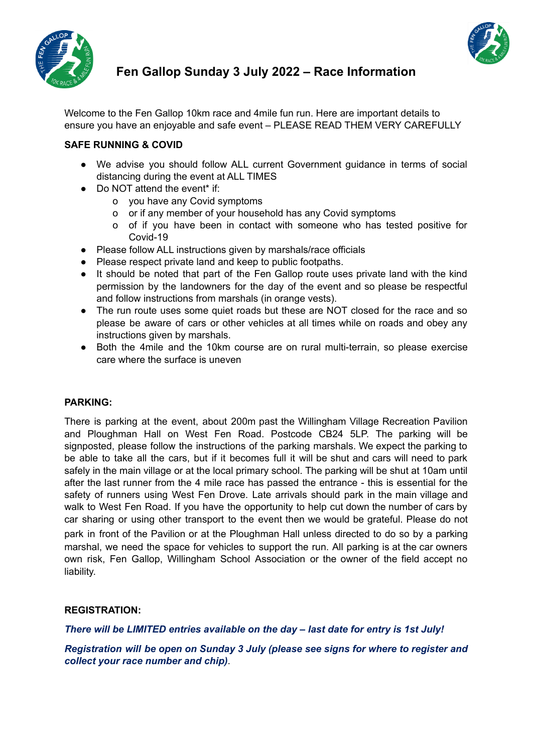# Fen Gallop Sunday 3 July 2022 – Race Information

Welcome to the Fen Gallop 10km race and 4mile fun run. Here are important details to ensure you have an enjoyable and safe event – PLEASE READ THEM VERY CAREFULLY

**SAFE RUNNING & COVID**

- We advise you should follow ALL current Government guidance in terms of social distancing during the event at ALL TIMES
- Do NOT attend the event* if:
  - you have any Covid symptoms
  - or if any member of your household has any Covid symptoms
  - of if you have been in contact with someone who has tested positive for Covid-19
- Please follow ALL instructions given by marshals/race officials
- Please respect private land and keep to public footpaths.
- It should be noted that part of the Fen Gallop route uses private land with the kind permission by the landowners for the day of the event and so please be respectful and follow instructions from marshals (in orange vests).
- The run route uses some quiet roads but these are NOT closed for the race and so please be aware of cars or other vehicles at all times while on roads and obey any instructions given by marshals.
- Both the 4mile and the 10km course are on rural multi-terrain, so please exercise care where the surface is uneven

**PARKING:**

There is parking at the event, about 200m past the Willingham Village Recreation Pavilion and Ploughman Hall on West Fen Road. Postcode CB24 5LP. The parking will be signposted, please follow the instructions of the parking marshals. We expect the parking to be able to take all the cars, but if it becomes full it will be shut and cars will need to park safely in the main village or at the local primary school. The parking will be shut at 10am until after the last runner from the 4 mile race has passed the entrance - this is essential for the safety of runners using West Fen Drove. Late arrivals should park in the main village and walk to West Fen Road. If you have the opportunity to help cut down the number of cars by car sharing or using other transport to the event then we would be grateful. Please do not park in front of the Pavilion or at the Ploughman Hall unless directed to do so by a parking marshal, we need the space for vehicles to support the run. All parking is at the car owners own risk, Fen Gallop, Willingham School Association or the owner of the field accept no liability.

**REGISTRATION:**

***There will be LIMITED entries available on the day – last date for entry is 1st July!***

***Registration will be open on Sunday 3 July (please see signs for where to register and collect your race number and chip)***.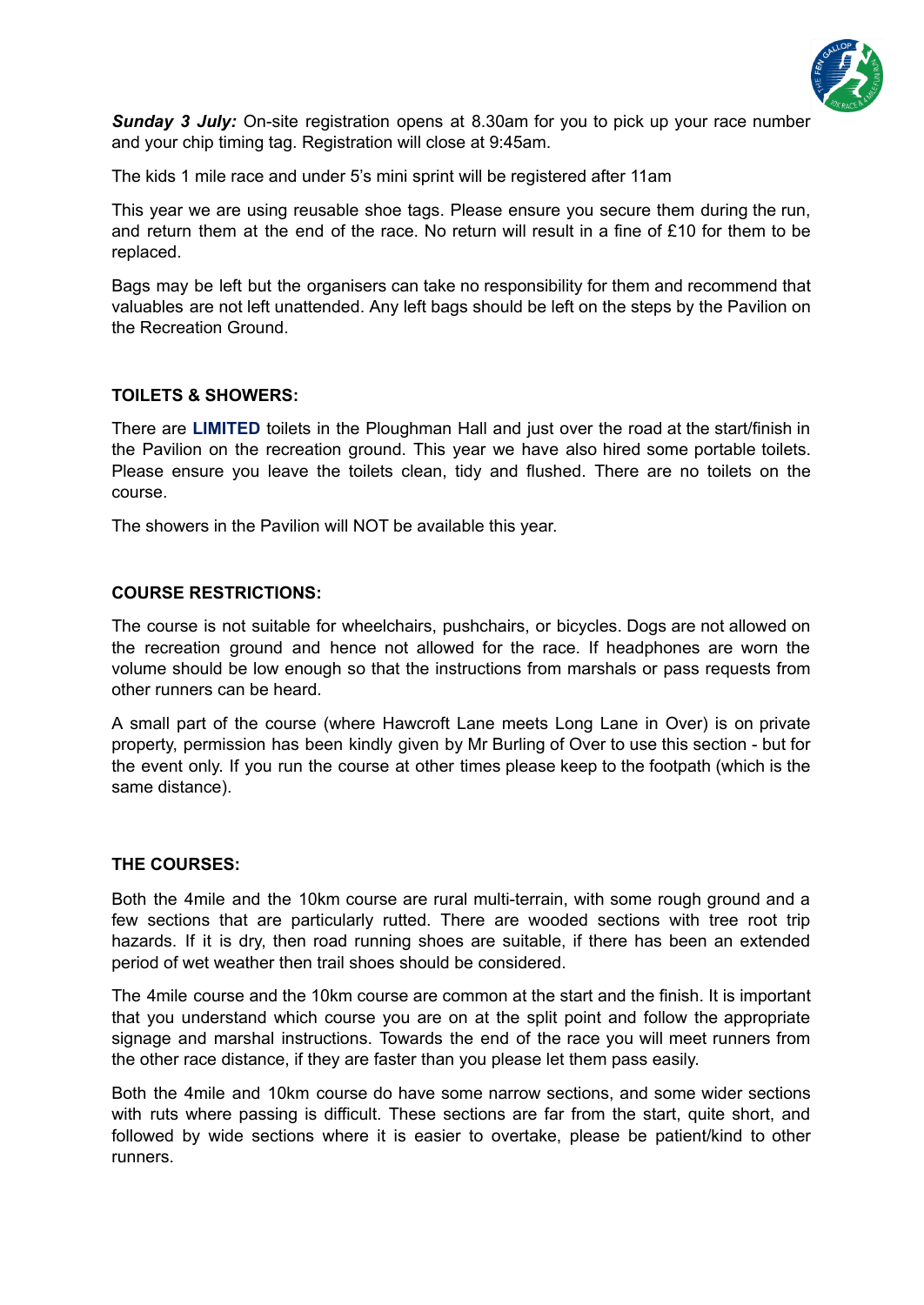***Sunday 3 July:*** On-site registration opens at 8.30am for you to pick up your race number and your chip timing tag. Registration will close at 9:45am.

The kids 1 mile race and under 5's mini sprint will be registered after 11am

This year we are using reusable shoe tags. Please ensure you secure them during the run, and return them at the end of the race. No return will result in a fine of £10 for them to be replaced.

Bags may be left but the organisers can take no responsibility for them and recommend that valuables are not left unattended. Any left bags should be left on the steps by the Pavilion on the Recreation Ground.

## TOILETS & SHOWERS:

There are **LIMITED** toilets in the Ploughman Hall and just over the road at the start/finish in the Pavilion on the recreation ground. This year we have also hired some portable toilets. Please ensure you leave the toilets clean, tidy and flushed. There are no toilets on the course.

The showers in the Pavilion will NOT be available this year.

## COURSE RESTRICTIONS:

The course is not suitable for wheelchairs, pushchairs, or bicycles. Dogs are not allowed on the recreation ground and hence not allowed for the race. If headphones are worn the volume should be low enough so that the instructions from marshals or pass requests from other runners can be heard.

A small part of the course (where Hawcroft Lane meets Long Lane in Over) is on private property, permission has been kindly given by Mr Burling of Over to use this section - but for the event only. If you run the course at other times please keep to the footpath (which is the same distance).

## THE COURSES:

Both the 4mile and the 10km course are rural multi-terrain, with some rough ground and a few sections that are particularly rutted. There are wooded sections with tree root trip hazards. If it is dry, then road running shoes are suitable, if there has been an extended period of wet weather then trail shoes should be considered.

The 4mile course and the 10km course are common at the start and the finish. It is important that you understand which course you are on at the split point and follow the appropriate signage and marshal instructions. Towards the end of the race you will meet runners from the other race distance, if they are faster than you please let them pass easily.

Both the 4mile and 10km course do have some narrow sections, and some wider sections with ruts where passing is difficult. These sections are far from the start, quite short, and followed by wide sections where it is easier to overtake, please be patient/kind to other runners.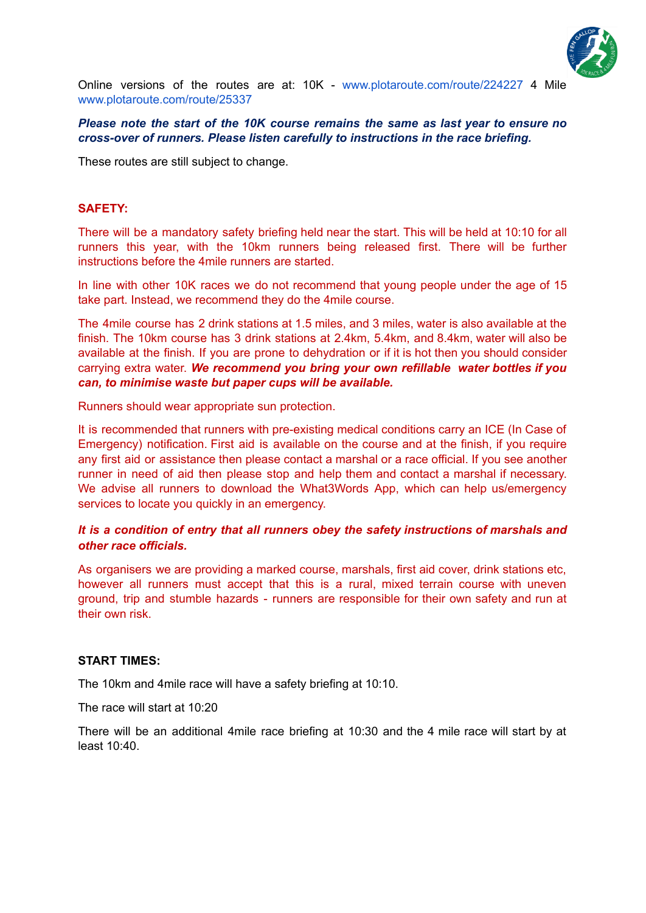Online versions of the routes are at: 10K - www.plotaroute.com/route/224227 4 Mile www.plotaroute.com/route/25337

***Please note the start of the 10K course remains the same as last year to ensure no cross-over of runners. Please listen carefully to instructions in the race briefing.***

These routes are still subject to change.

**SAFETY:**

There will be a mandatory safety briefing held near the start. This will be held at 10:10 for all runners this year, with the 10km runners being released first. There will be further instructions before the 4mile runners are started.

In line with other 10K races we do not recommend that young people under the age of 15 take part. Instead, we recommend they do the 4mile course.

The 4mile course has 2 drink stations at 1.5 miles, and 3 miles, water is also available at the finish. The 10km course has 3 drink stations at 2.4km, 5.4km, and 8.4km, water will also be available at the finish. If you are prone to dehydration or if it is hot then you should consider carrying extra water. ***We recommend you bring your own refillable water bottles if you can, to minimise waste but paper cups will be available.***

Runners should wear appropriate sun protection.

It is recommended that runners with pre-existing medical conditions carry an ICE (In Case of Emergency) notification. First aid is available on the course and at the finish, if you require any first aid or assistance then please contact a marshal or a race official. If you see another runner in need of aid then please stop and help them and contact a marshal if necessary. We advise all runners to download the What3Words App, which can help us/emergency services to locate you quickly in an emergency.

***It is a condition of entry that all runners obey the safety instructions of marshals and other race officials.***

As organisers we are providing a marked course, marshals, first aid cover, drink stations etc, however all runners must accept that this is a rural, mixed terrain course with uneven ground, trip and stumble hazards - runners are responsible for their own safety and run at their own risk.

**START TIMES:**

The 10km and 4mile race will have a safety briefing at 10:10.

The race will start at 10:20

There will be an additional 4mile race briefing at 10:30 and the 4 mile race will start by at least 10:40.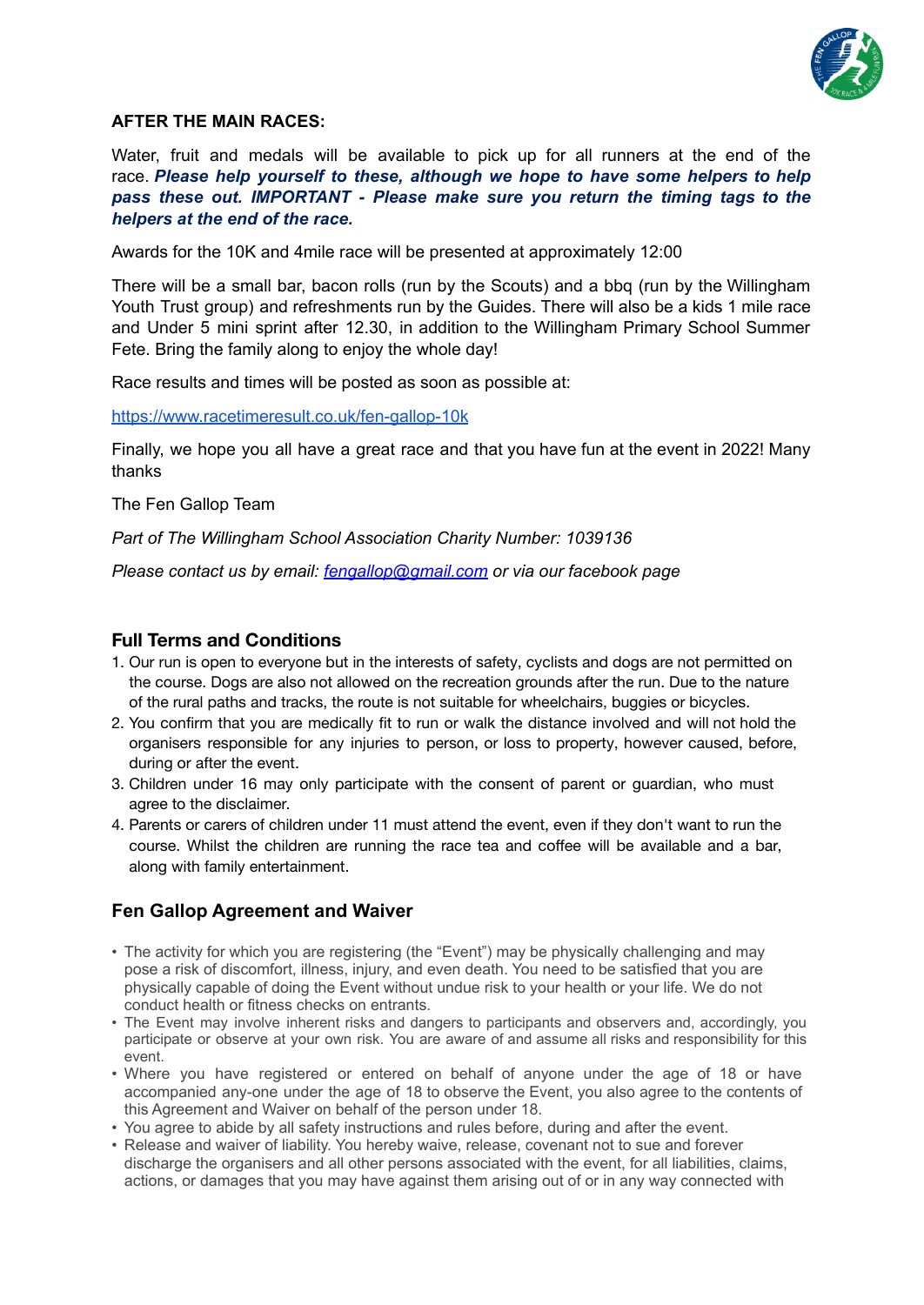**AFTER THE MAIN RACES:**

Water, fruit and medals will be available to pick up for all runners at the end of the race. ***Please help yourself to these, although we hope to have some helpers to help pass these out. IMPORTANT - Please make sure you return the timing tags to the helpers at the end of the race.***

Awards for the 10K and 4mile race will be presented at approximately 12:00

There will be a small bar, bacon rolls (run by the Scouts) and a bbq (run by the Willingham Youth Trust group) and refreshments run by the Guides. There will also be a kids 1 mile race and Under 5 mini sprint after 12.30, in addition to the Willingham Primary School Summer Fete. Bring the family along to enjoy the whole day!

Race results and times will be posted as soon as possible at:

[https://www.racetimeresult.co.uk/fen-gallop-10k](https://www.racetimeresult.co.uk/fen-gallop-10k)

Finally, we hope you all have a great race and that you have fun at the event in 2022! Many thanks

The Fen Gallop Team

*Part of The Willingham School Association Charity Number: 1039136*

*Please contact us by email: [fengallop@gmail.com](mailto:fengallop@gmail.com) or via our facebook page*

## Full Terms and Conditions

1. Our run is open to everyone but in the interests of safety, cyclists and dogs are not permitted on the course. Dogs are also not allowed on the recreation grounds after the run. Due to the nature of the rural paths and tracks, the route is not suitable for wheelchairs, buggies or bicycles.
2. You confirm that you are medically fit to run or walk the distance involved and will not hold the organisers responsible for any injuries to person, or loss to property, however caused, before, during or after the event.
3. Children under 16 may only participate with the consent of parent or guardian, who must agree to the disclaimer.
4. Parents or carers of children under 11 must attend the event, even if they don't want to run the course. Whilst the children are running the race tea and coffee will be available and a bar, along with family entertainment.

## Fen Gallop Agreement and Waiver

- The activity for which you are registering (the "Event") may be physically challenging and may pose a risk of discomfort, illness, injury, and even death. You need to be satisfied that you are physically capable of doing the Event without undue risk to your health or your life. We do not conduct health or fitness checks on entrants.
- The Event may involve inherent risks and dangers to participants and observers and, accordingly, you participate or observe at your own risk. You are aware of and assume all risks and responsibility for this event.
- Where you have registered or entered on behalf of anyone under the age of 18 or have accompanied any-one under the age of 18 to observe the Event, you also agree to the contents of this Agreement and Waiver on behalf of the person under 18.
- You agree to abide by all safety instructions and rules before, during and after the event.
- Release and waiver of liability. You hereby waive, release, covenant not to sue and forever discharge the organisers and all other persons associated with the event, for all liabilities, claims, actions, or damages that you may have against them arising out of or in any way connected with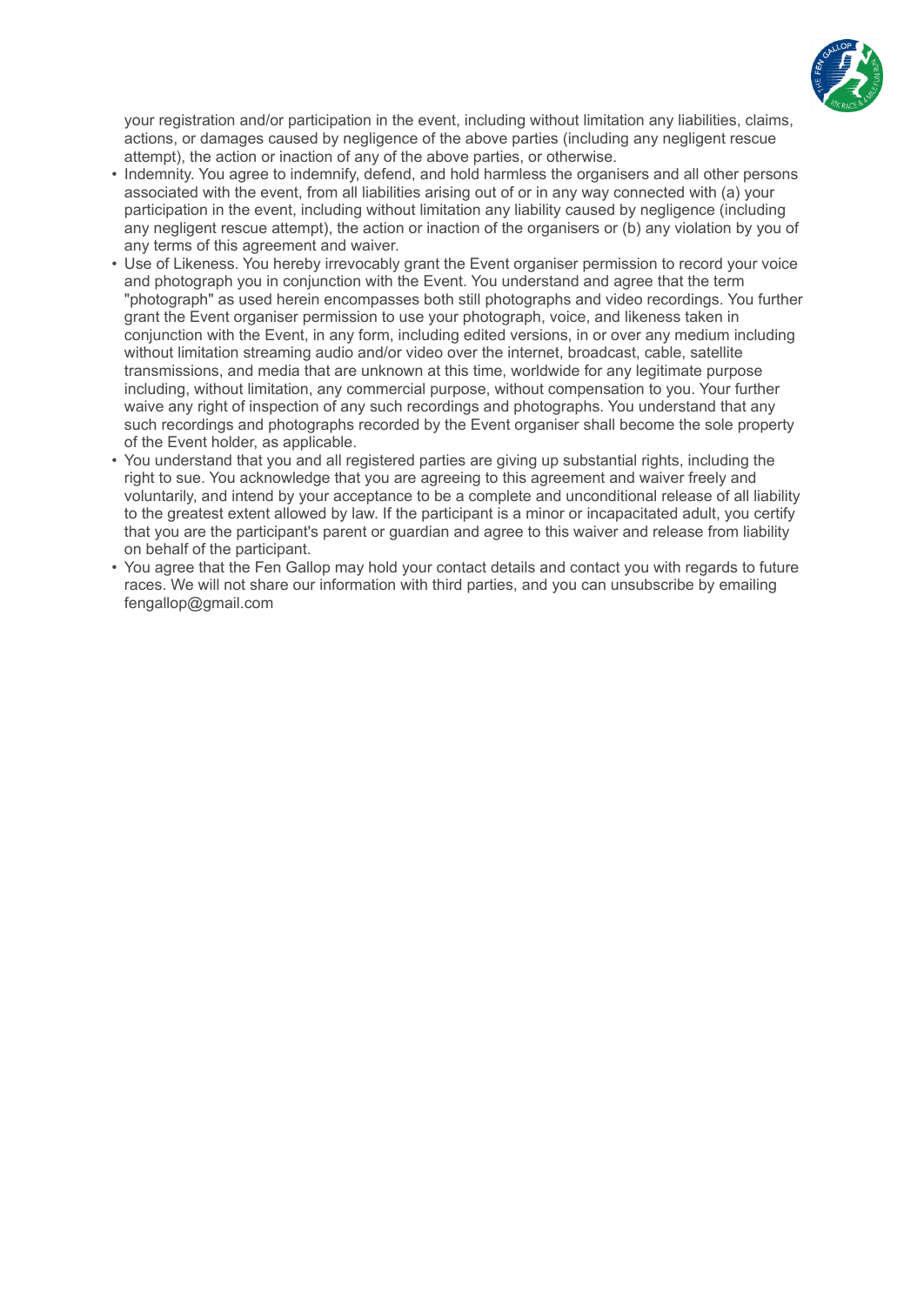your registration and/or participation in the event, including without limitation any liabilities, claims, actions, or damages caused by negligence of the above parties (including any negligent rescue attempt), the action or inaction of any of the above parties, or otherwise.

- Indemnity. You agree to indemnify, defend, and hold harmless the organisers and all other persons associated with the event, from all liabilities arising out of or in any way connected with (a) your participation in the event, including without limitation any liability caused by negligence (including any negligent rescue attempt), the action or inaction of the organisers or (b) any violation by you of any terms of this agreement and waiver.
- Use of Likeness. You hereby irrevocably grant the Event organiser permission to record your voice and photograph you in conjunction with the Event. You understand and agree that the term "photograph" as used herein encompasses both still photographs and video recordings. You further grant the Event organiser permission to use your photograph, voice, and likeness taken in conjunction with the Event, in any form, including edited versions, in or over any medium including without limitation streaming audio and/or video over the internet, broadcast, cable, satellite transmissions, and media that are unknown at this time, worldwide for any legitimate purpose including, without limitation, any commercial purpose, without compensation to you. Your further waive any right of inspection of any such recordings and photographs. You understand that any such recordings and photographs recorded by the Event organiser shall become the sole property of the Event holder, as applicable.
- You understand that you and all registered parties are giving up substantial rights, including the right to sue. You acknowledge that you are agreeing to this agreement and waiver freely and voluntarily, and intend by your acceptance to be a complete and unconditional release of all liability to the greatest extent allowed by law. If the participant is a minor or incapacitated adult, you certify that you are the participant's parent or guardian and agree to this waiver and release from liability on behalf of the participant.
- You agree that the Fen Gallop may hold your contact details and contact you with regards to future races. We will not share our information with third parties, and you can unsubscribe by emailing fengallop@gmail.com